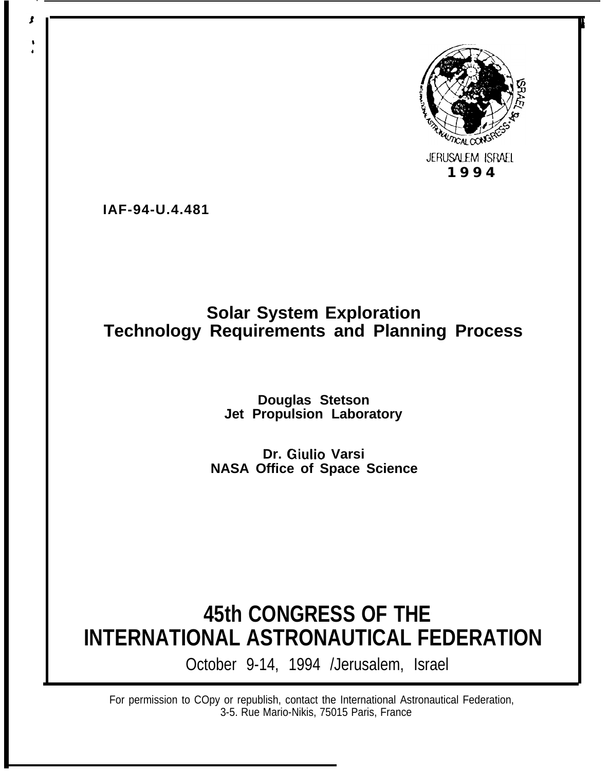JERUSALEM ISRAEL
**1994**

**IAF-94-U.4.481**

# Solar System Exploration Technology Requirements and Planning Process

**Douglas Stetson**
**Jet Propulsion Laboratory**

**Dr. Giulio Varsi**
**NASA Office of Space Science**

# 45th CONGRESS OF THE INTERNATIONAL ASTRONAUTICAL FEDERATION

October 9-14, 1994 /Jerusalem, Israel

For permission to COpy or republish, contact the International Astronautical Federation, 3-5. Rue Mario-Nikis, 75015 Paris, France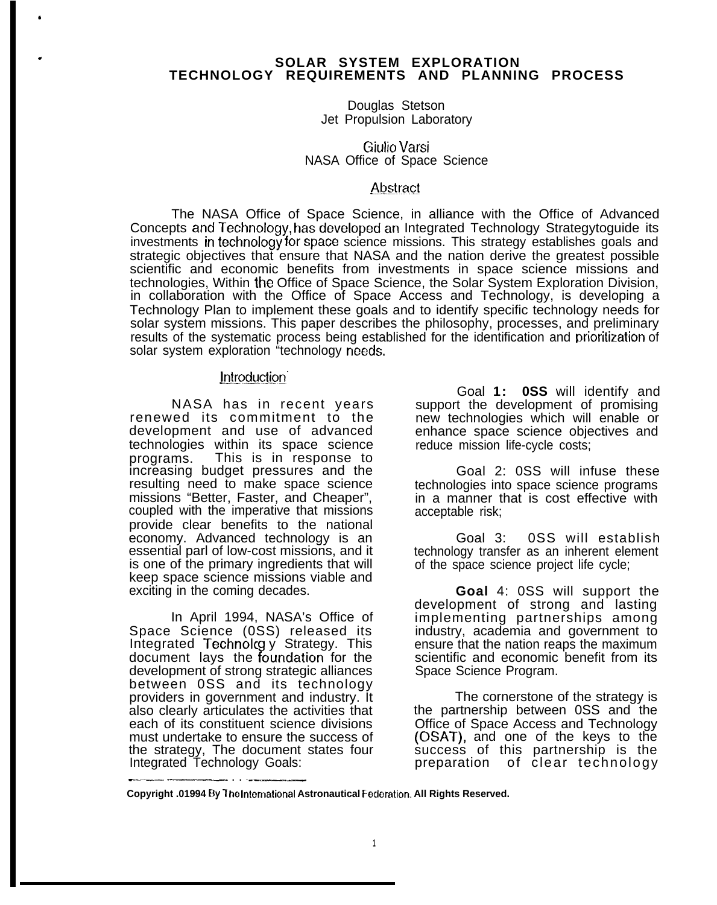# SOLAR SYSTEM EXPLORATION TECHNOLOGY REQUIREMENTS AND PLANNING PROCESS

Douglas Stetson
Jet Propulsion Laboratory

Giulio Varsi
NASA Office of Space Science

## Abstract

The NASA Office of Space Science, in alliance with the Office of Advanced Concepts and Technology, has developed an Integrated Technology Strategytoguide its investments in technology for space science missions. This strategy establishes goals and strategic objectives that ensure that NASA and the nation derive the greatest possible scientific and economic benefits from investments in space science missions and technologies, Within the Office of Space Science, the Solar System Exploration Division, in collaboration with the Office of Space Access and Technology, is developing a Technology Plan to implement these goals and to identify specific technology needs for solar system missions. This paper describes the philosophy, processes, and preliminary results of the systematic process being established for the identification and prioritization of solar system exploration "technology needs.

## Introduction

NASA has in recent years renewed its commitment to the development and use of advanced technologies within its space science programs. This is in response to increasing budget pressures and the resulting need to make space science missions "Better, Faster, and Cheaper", coupled with the imperative that missions provide clear benefits to the national economy. Advanced technology is an essential parl of low-cost missions, and it is one of the primary ingredients that will keep space science missions viable and exciting in the coming decades.

In April 1994, NASA's Office of Space Science (0SS) released its Integrated Technolog y Strategy. This document lays the foundation for the development of strong strategic alliances between 0SS and its technology providers in government and industry. It also clearly articulates the activities that each of its constituent science divisions must undertake to ensure the success of the strategy, The document states four Integrated Technology Goals:

Goal **1: 0SS** will identify and support the development of promising new technologies which will enable or enhance space science objectives and reduce mission life-cycle costs;

Goal 2: 0SS will infuse these technologies into space science programs in a manner that is cost effective with acceptable risk;

Goal 3: 0SS will establish technology transfer as an inherent element of the space science project life cycle;

**Goal** 4: 0SS will support the development of strong and lasting implementing partnerships among industry, academia and government to ensure that the nation reaps the maximum scientific and economic benefit from its Space Science Program.

The cornerstone of the strategy is the partnership between 0SS and the Office of Space Access and Technology (OSAT), and one of the keys to the success of this partnership is the preparation of clear technology

**Copyright .01994 By The International Astronautical Federation. All Rights Reserved.**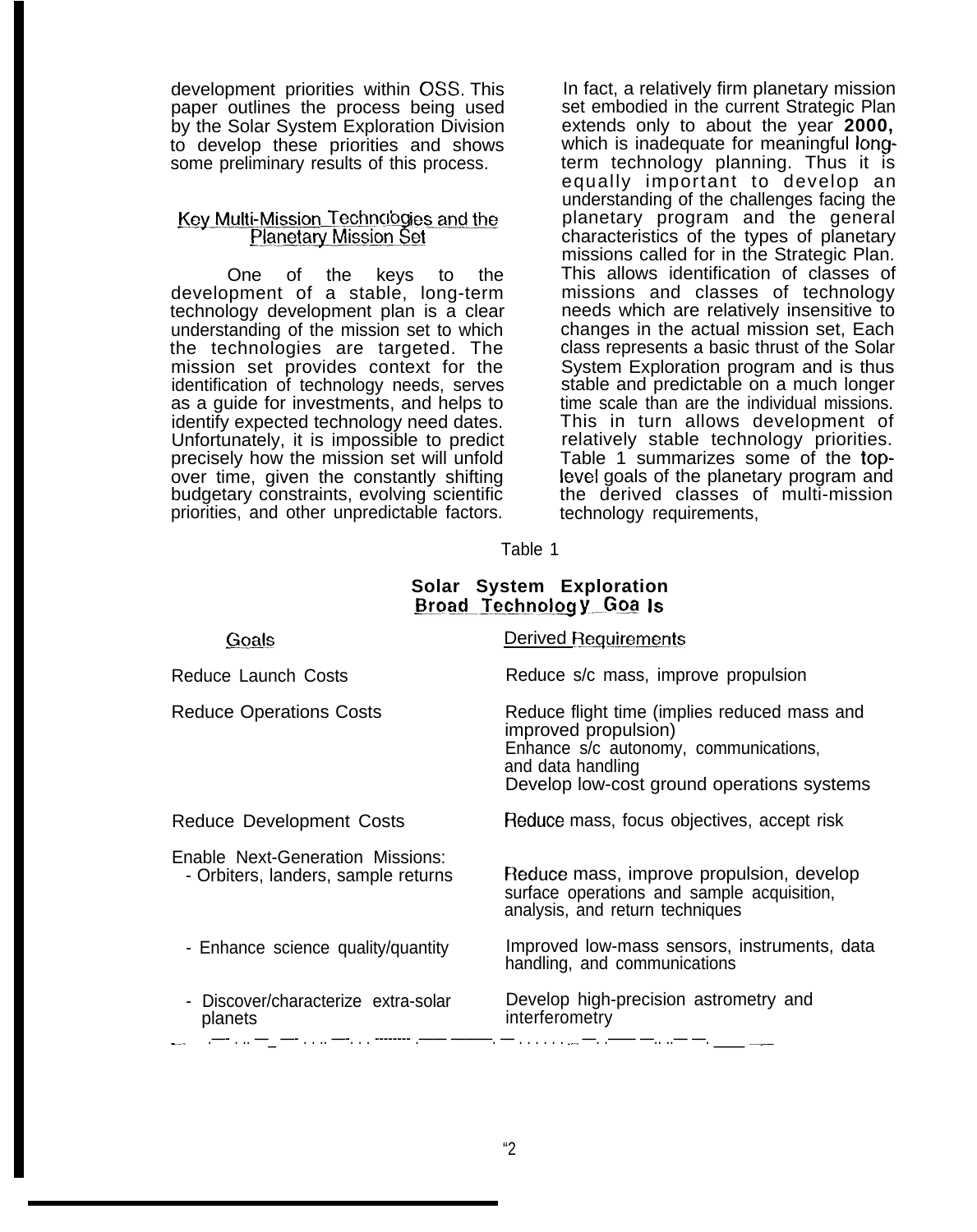development priorities within OSS. This paper outlines the process being used by the Solar System Exploration Division to develop these priorities and shows some preliminary results of this process.

## Key Multi-Mission Technologies and the Planetary Mission Set

One of the keys to the development of a stable, long-term technology development plan is a clear understanding of the mission set to which the technologies are targeted. The mission set provides context for the identification of technology needs, serves as a guide for investments, and helps to identify expected technology need dates. Unfortunately, it is impossible to predict precisely how the mission set will unfold over time, given the constantly shifting budgetary constraints, evolving scientific priorities, and other unpredictable factors.

In fact, a relatively firm planetary mission set embodied in the current Strategic Plan extends only to about the year **2000,** which is inadequate for meaningful long-term technology planning. Thus it is equally important to develop an understanding of the challenges facing the planetary program and the general characteristics of the types of planetary missions called for in the Strategic Plan. This allows identification of classes of missions and classes of technology needs which are relatively insensitive to changes in the actual mission set, Each class represents a basic thrust of the Solar System Exploration program and is thus stable and predictable on a much longer time scale than are the individual missions. This in turn allows development of relatively stable technology priorities. Table 1 summarizes some of the top-level goals of the planetary program and the derived classes of multi-mission technology requirements,

Table 1

**Solar System Exploration**
**Broad Technology Goals**

| Goals | Derived Requirements |
|---|---|
| Reduce Launch Costs | Reduce s/c mass, improve propulsion |
| Reduce Operations Costs | Reduce flight time (implies reduced mass and improved propulsion)<br>Enhance s/c autonomy, communications, and data handling<br>Develop low-cost ground operations systems |
| Reduce Development Costs | Reduce mass, focus objectives, accept risk |
| Enable Next-Generation Missions:<br>- Orbiters, landers, sample returns | Reduce mass, improve propulsion, develop surface operations and sample acquisition, analysis, and return techniques |
| - Enhance science quality/quantity | Improved low-mass sensors, instruments, data handling, and communications |
| - Discover/characterize extra-solar planets | Develop high-precision astrometry and interferometry |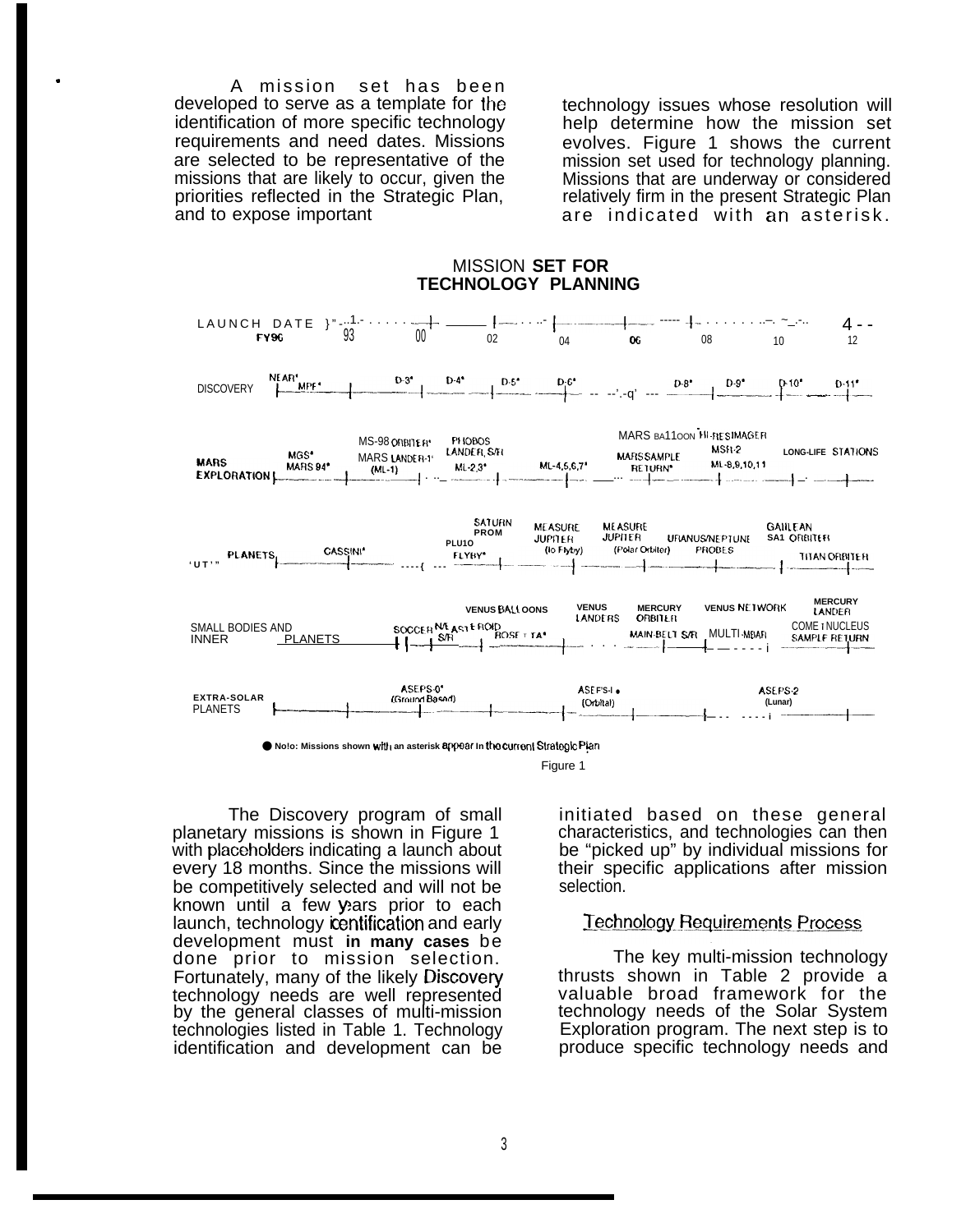A mission set has been developed to serve as a template for the identification of more specific technology requirements and need dates. Missions are selected to be representative of the missions that are likely to occur, given the priorities reflected in the Strategic Plan, and to expose important technology issues whose resolution will help determine how the mission set evolves. Figure 1 shows the current mission set used for technology planning. Missions that are underway or considered relatively firm in the present Strategic Plan are indicated with an asterisk.

MISSION **SET FOR TECHNOLOGY PLANNING**

LAUNCH DATE FY96 · 98 · 00 · 02 · 04 · 06 · 08 · 10 · 12

DISCOVERY: NEAR*, MPF*, D-3*, D-4*, D-5*, D-6*, D-8*, D-9*, D-10*, D-11*

MARS EXPLORATION: MGS*, MARS 94*, MS-98 ORBITER*, MARS LANDER-1* (ML-1), PHOBOS LANDER, S/R, ML-2,3*, ML-4,5,6,7*, MARS BALLOON, HI-RES IMAGER, MARS SAMPLE RETURN*, MSR-2, ML-8,9,10,11, LONG-LIFE STATIONS

OUTER PLANETS: CASSINI*, SATURN PROM, PLUTO FLYBY*, MEASURE JUPITER (Io Flyby), MEASURE JUPITER (Polar Orbiter), URANUS/NEPTUNE PROBES, GALILEAN SAT ORBITER, TITAN ORBITER

SMALL BODIES AND INNER PLANETS: SOCCER, NA ASTEROID S/R, ROSETTA*, VENUS BALLOONS, VENUS LANDERS, MERCURY ORBITER, MAIN-BELT S/R, VENUS NETWORK, MULTI-MBAR, MERCURY LANDER, COMET NUCLEUS SAMPLE RETURN

EXTRA-SOLAR PLANETS: ASEPS-0* (Ground Based), ASEPS-1* (Orbital), ASEPS-2 (Lunar)

● Note: Missions shown with an asterisk appear in the current Strategic Plan

Figure 1

The Discovery program of small planetary missions is shown in Figure 1 with placeholders indicating a launch about every 18 months. Since the missions will be competitively selected and will not be known until a few years prior to each launch, technology identification and early development must **in many cases** be done prior to mission selection. Fortunately, many of the likely Discovery technology needs are well represented by the general classes of multi-mission technologies listed in Table 1. Technology identification and development can be initiated based on these general characteristics, and technologies can then be "picked up" by individual missions for their specific applications after mission selection.

## Technology Requirements Process

The key multi-mission technology thrusts shown in Table 2 provide a valuable broad framework for the technology needs of the Solar System Exploration program. The next step is to produce specific technology needs and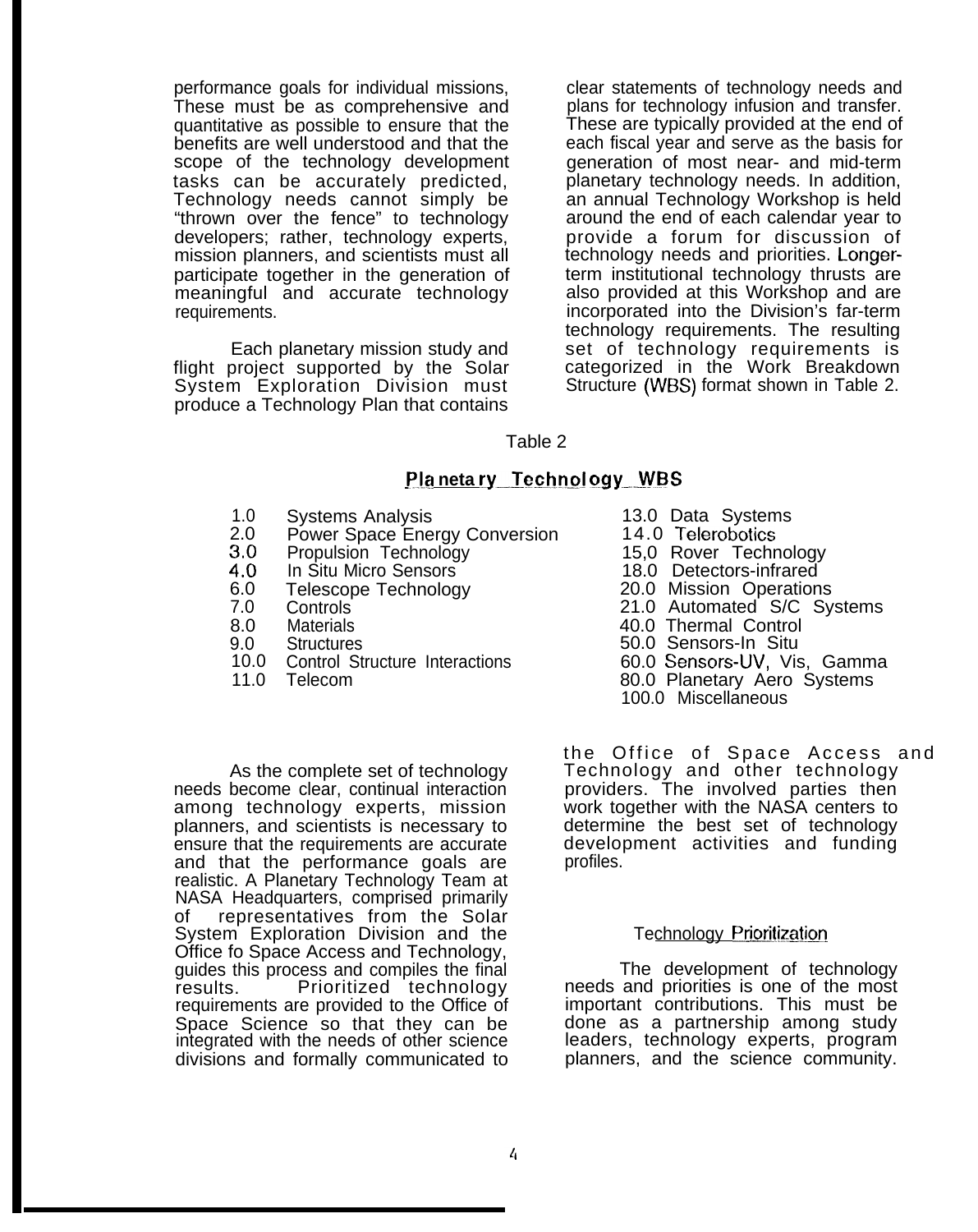performance goals for individual missions, These must be as comprehensive and quantitative as possible to ensure that the benefits are well understood and that the scope of the technology development tasks can be accurately predicted, Technology needs cannot simply be "thrown over the fence" to technology developers; rather, technology experts, mission planners, and scientists must all participate together in the generation of meaningful and accurate technology requirements.

Each planetary mission study and flight project supported by the Solar System Exploration Division must produce a Technology Plan that contains clear statements of technology needs and plans for technology infusion and transfer. These are typically provided at the end of each fiscal year and serve as the basis for generation of most near- and mid-term planetary technology needs. In addition, an annual Technology Workshop is held around the end of each calendar year to provide a forum for discussion of technology needs and priorities. Longer-term institutional technology thrusts are also provided at this Workshop and are incorporated into the Division's far-term technology requirements. The resulting set of technology requirements is categorized in the Work Breakdown Structure (WBS) format shown in Table 2.

Table 2

**Planetary Technology WBS**

| | | | |
|---|---|---|---|
| 1.0 | Systems Analysis | 13.0 | Data Systems |
| 2.0 | Power Space Energy Conversion | 14.0 | Telerobotics |
| 3.0 | Propulsion Technology | 15,0 | Rover Technology |
| 4.0 | In Situ Micro Sensors | 18.0 | Detectors-infrared |
| 6.0 | Telescope Technology | 20.0 | Mission Operations |
| 7.0 | Controls | 21.0 | Automated S/C Systems |
| 8.0 | Materials | 40.0 | Thermal Control |
| 9.0 | Structures | 50.0 | Sensors-In Situ |
| 10.0 | Control Structure Interactions | 60.0 | Sensors-UV, Vis, Gamma |
| 11.0 | Telecom | 80.0 | Planetary Aero Systems |
| | | 100.0 | Miscellaneous |

As the complete set of technology needs become clear, continual interaction among technology experts, mission planners, and scientists is necessary to ensure that the requirements are accurate and that the performance goals are realistic. A Planetary Technology Team at NASA Headquarters, comprised primarily of representatives from the Solar System Exploration Division and the Office fo Space Access and Technology, guides this process and compiles the final results. Prioritized technology requirements are provided to the Office of Space Science so that they can be integrated with the needs of other science divisions and formally communicated to the Office of Space Access and Technology and other technology providers. The involved parties then work together with the NASA centers to determine the best set of technology development activities and funding profiles.

## Technology Prioritization

The development of technology needs and priorities is one of the most important contributions. This must be done as a partnership among study leaders, technology experts, program planners, and the science community.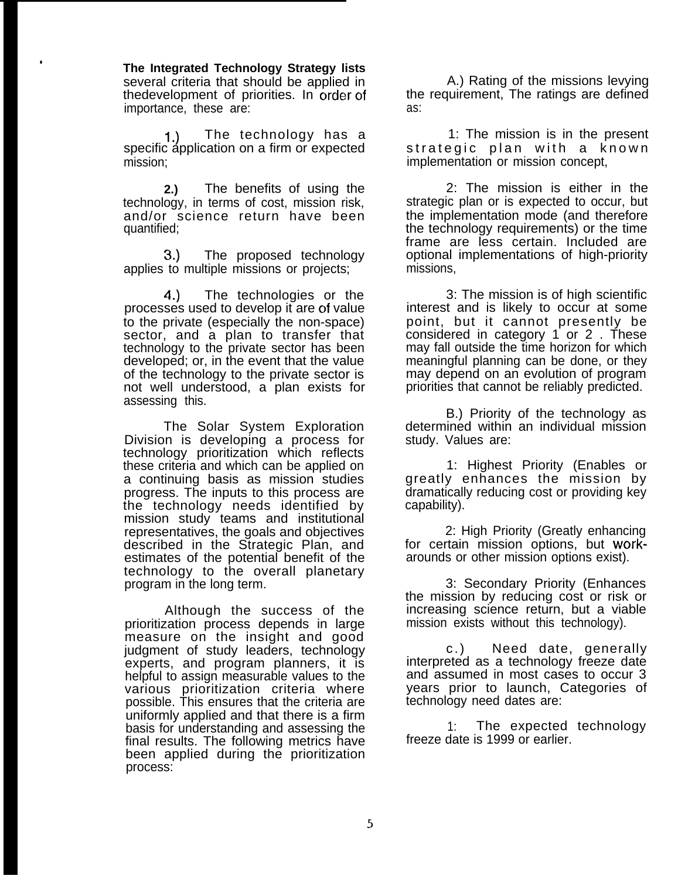The Integrated Technology Strategy lists several criteria that should be applied in thedevelopment of priorities. In order of importance, these are:

1.) The technology has a specific application on a firm or expected mission;

2.) The benefits of using the technology, in terms of cost, mission risk, and/or science return have been quantified;

3.) The proposed technology applies to multiple missions or projects;

4.) The technologies or the processes used to develop it are of value to the private (especially the non-space) sector, and a plan to transfer that technology to the private sector has been developed; or, in the event that the value of the technology to the private sector is not well understood, a plan exists for assessing this.

The Solar System Exploration Division is developing a process for technology prioritization which reflects these criteria and which can be applied on a continuing basis as mission studies progress. The inputs to this process are the technology needs identified by mission study teams and institutional representatives, the goals and objectives described in the Strategic Plan, and estimates of the potential benefit of the technology to the overall planetary program in the long term.

Although the success of the prioritization process depends in large measure on the insight and good judgment of study leaders, technology experts, and program planners, it is helpful to assign measurable values to the various prioritization criteria where possible. This ensures that the criteria are uniformly applied and that there is a firm basis for understanding and assessing the final results. The following metrics have been applied during the prioritization process:

A.) Rating of the missions levying the requirement, The ratings are defined as:

1: The mission is in the present strategic plan with a known implementation or mission concept,

2: The mission is either in the strategic plan or is expected to occur, but the implementation mode (and therefore the technology requirements) or the time frame are less certain. Included are optional implementations of high-priority missions,

3: The mission is of high scientific interest and is likely to occur at some point, but it cannot presently be considered in category 1 or 2 . These may fall outside the time horizon for which meaningful planning can be done, or they may depend on an evolution of program priorities that cannot be reliably predicted.

B.) Priority of the technology as determined within an individual mission study. Values are:

1: Highest Priority (Enables or greatly enhances the mission by dramatically reducing cost or providing key capability).

2: High Priority (Greatly enhancing for certain mission options, but work-arounds or other mission options exist).

3: Secondary Priority (Enhances the mission by reducing cost or risk or increasing science return, but a viable mission exists without this technology).

c.) Need date, generally interpreted as a technology freeze date and assumed in most cases to occur 3 years prior to launch, Categories of technology need dates are:

1: The expected technology freeze date is 1999 or earlier.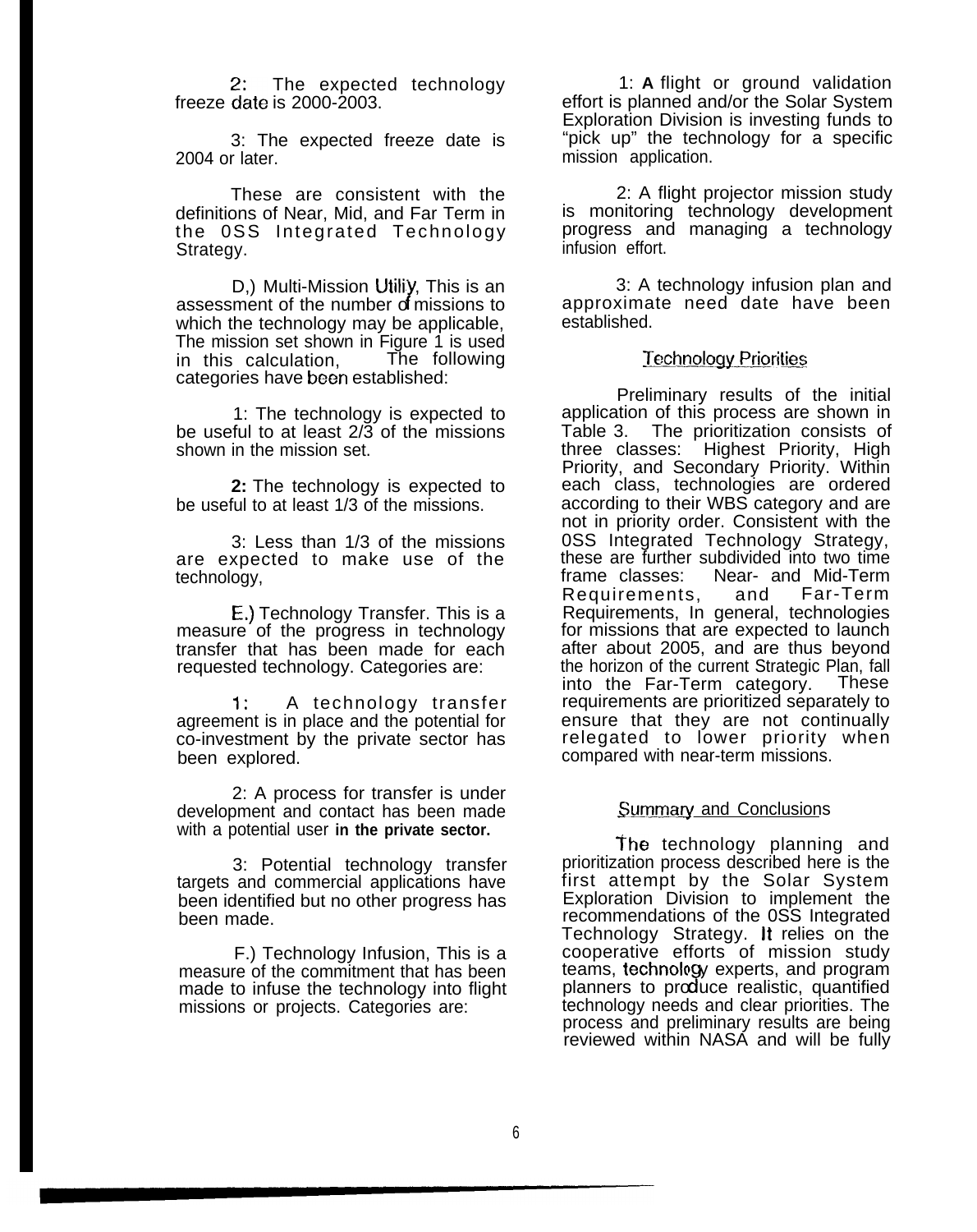2: The expected technology freeze date is 2000-2003.

3: The expected freeze date is 2004 or later.

These are consistent with the definitions of Near, Mid, and Far Term in the 0SS Integrated Technology Strategy.

D,) Multi-Mission Utiliy, This is an assessment of the number of missions to which the technology may be applicable, The mission set shown in Figure 1 is used in this calculation, The following categories have been established:

1: The technology is expected to be useful to at least 2/3 of the missions shown in the mission set.

**2:** The technology is expected to be useful to at least 1/3 of the missions.

3: Less than 1/3 of the missions are expected to make use of the technology,

E.) Technology Transfer. This is a measure of the progress in technology transfer that has been made for each requested technology. Categories are:

1: A technology transfer agreement is in place and the potential for co-investment by the private sector has been explored.

2: A process for transfer is under development and contact has been made with a potential user **in the private sector.**

3: Potential technology transfer targets and commercial applications have been identified but no other progress has been made.

F.) Technology Infusion, This is a measure of the commitment that has been made to infuse the technology into flight missions or projects. Categories are:

1: **A** flight or ground validation effort is planned and/or the Solar System Exploration Division is investing funds to "pick up" the technology for a specific mission application.

2: A flight projector mission study is monitoring technology development progress and managing a technology infusion effort.

3: A technology infusion plan and approximate need date have been established.

## Technology Priorities

Preliminary results of the initial application of this process are shown in Table 3. The prioritization consists of three classes: Highest Priority, High Priority, and Secondary Priority. Within each class, technologies are ordered according to their WBS category and are not in priority order. Consistent with the 0SS Integrated Technology Strategy, these are further subdivided into two time frame classes: Near- and Mid-Term Requirements, and Far-Term Requirements, In general, technologies for missions that are expected to launch after about 2005, and are thus beyond the horizon of the current Strategic Plan, fall into the Far-Term category. These requirements are prioritized separately to ensure that they are not continually relegated to lower priority when compared with near-term missions.

## Summary and Conclusions

The technology planning and prioritization process described here is the first attempt by the Solar System Exploration Division to implement the recommendations of the 0SS Integrated Technology Strategy. It relies on the cooperative efforts of mission study teams, technology experts, and program planners to produce realistic, quantified technology needs and clear priorities. The process and preliminary results are being reviewed within NASA and will be fully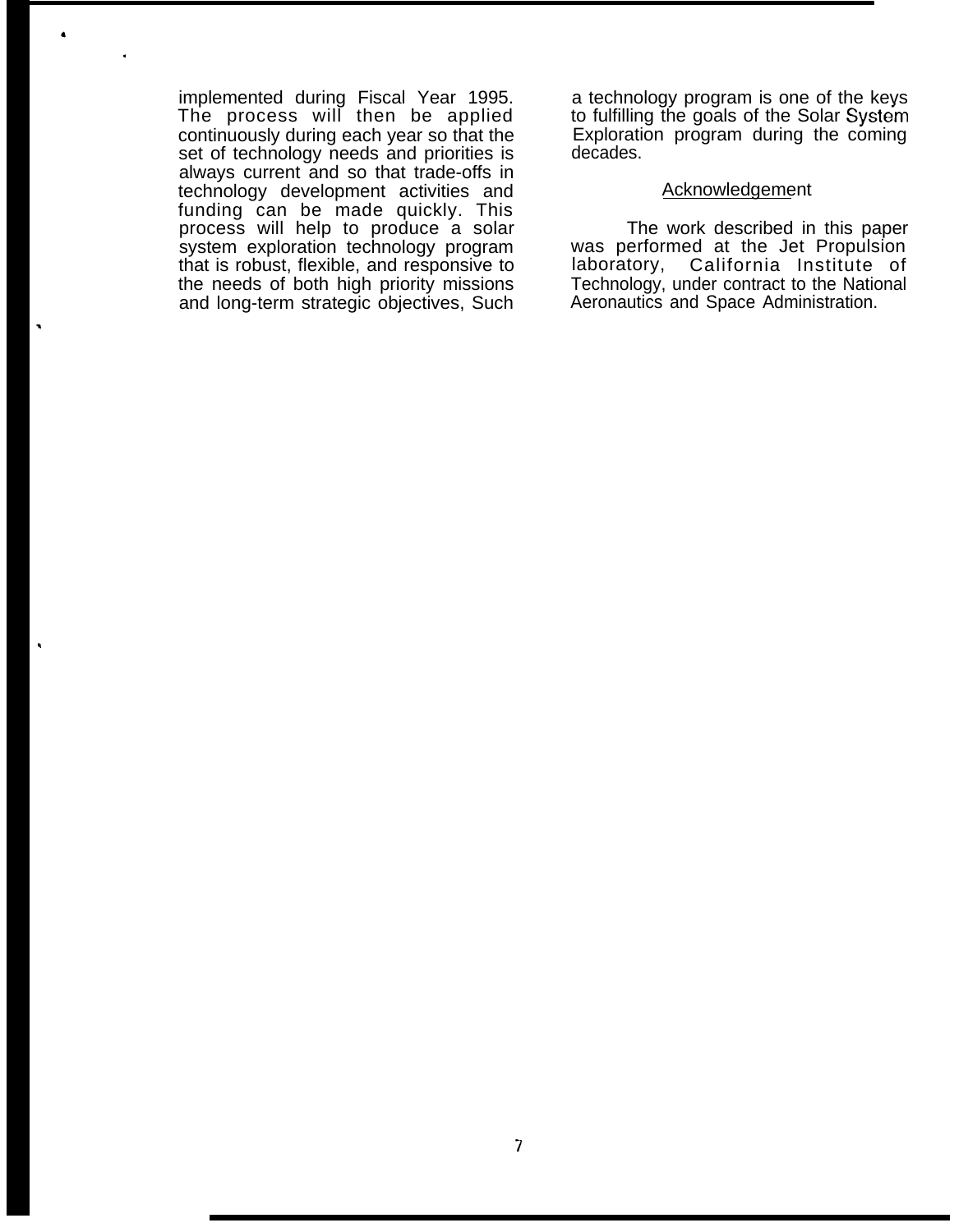implemented during Fiscal Year 1995. The process will then be applied continuously during each year so that the set of technology needs and priorities is always current and so that trade-offs in technology development activities and funding can be made quickly. This process will help to produce a solar system exploration technology program that is robust, flexible, and responsive to the needs of both high priority missions and long-term strategic objectives, Such a technology program is one of the keys to fulfilling the goals of the Solar System Exploration program during the coming decades.

## Acknowledgement

The work described in this paper was performed at the Jet Propulsion laboratory, California Institute of Technology, under contract to the National Aeronautics and Space Administration.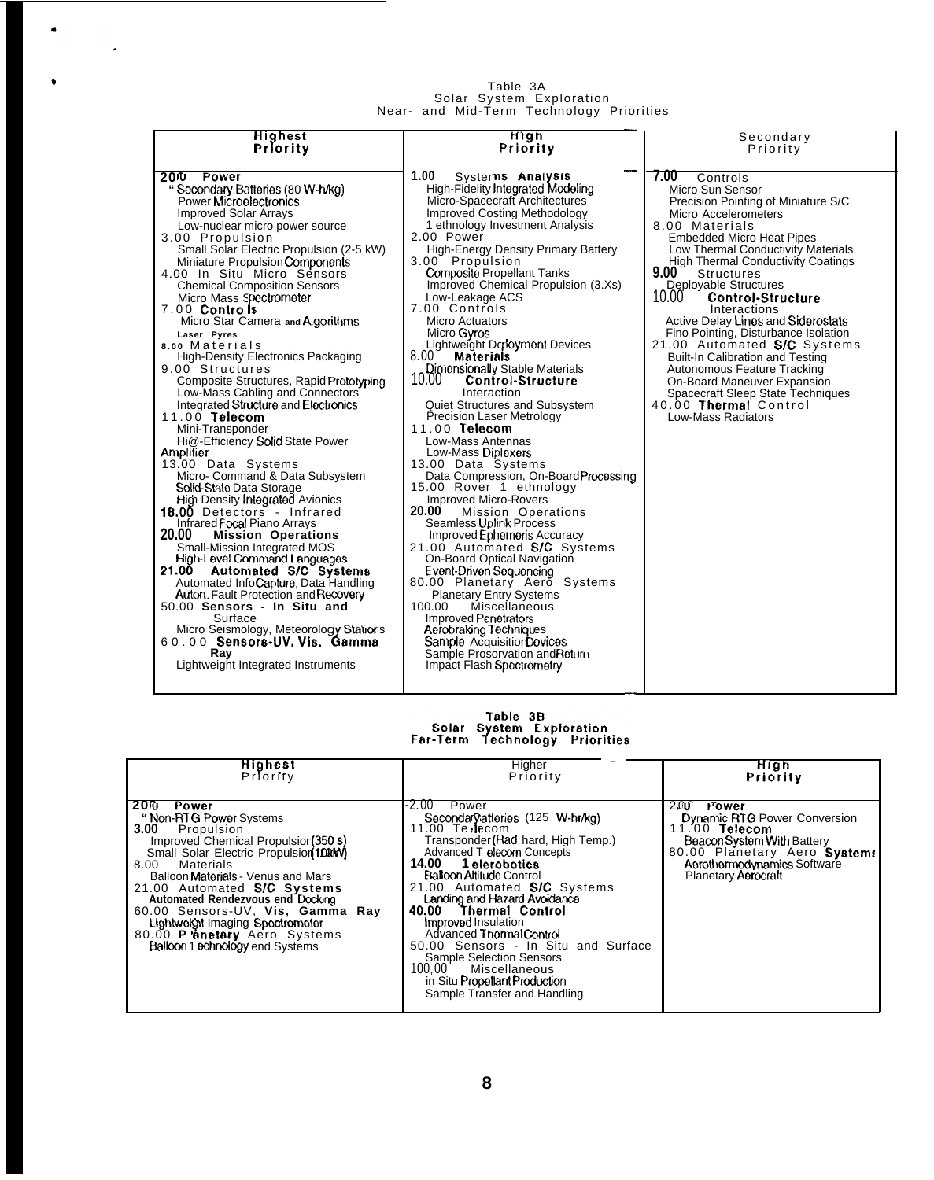Table 3A
Solar System Exploration
Near- and Mid-Term Technology Priorities

| Highest Priority | High Priority | Secondary Priority |
| --- | --- | --- |
| **2.00 Power**<br>"Secondary Batteries (80 W-h/kg)<br>Power Microelectronics<br>Improved Solar Arrays<br>Low-nuclear micro power source<br>3.00 Propulsion<br>Small Solar Electric Propulsion (2-5 kW)<br>Miniature Propulsion Components<br>4.00 In Situ Micro Sensors<br>Chemical Composition Sensors<br>Micro Mass Spectrometer<br>7.00 **Controls**<br>Micro Star Camera and Algorithms<br>Laser Pyres<br>8.00 Materials<br>High-Density Electronics Packaging<br>9.00 Structures<br>Composite Structures, Rapid Prototyping<br>Low-Mass Cabling and Connectors<br>Integrated Structure and Electronics<br>11.00 **Telecom**<br>Mini-Transponder<br>Hi@-Efficiency Solid State Power Amplifier<br>13.00 Data Systems<br>Micro- Command & Data Subsystem<br>Solid-State Data Storage<br>High Density Integrated Avionics<br>**18.00** Detectors - Infrared<br>Infrared Focal Piano Arrays<br>**20.00 Mission Operations**<br>Small-Mission Integrated MOS<br>High-Level Command Languages<br>**21.00 Automated S/C Systems**<br>Automated InfoCapture, Data Handling<br>Auton. Fault Protection and Recovery<br>50.00 **Sensors - In Situ and Surface**<br>Micro Seismology, Meteorology Stations<br>60.00 **Sensors-UV, Vis, Gamma Ray**<br>Lightweight Integrated Instruments | **1.00 Systems Analysis**<br>High-Fidelity Integrated Modeling<br>Micro-Spacecraft Architectures<br>Improved Costing Methodology<br>1 ethnology Investment Analysis<br>2.00 Power<br>High-Energy Density Primary Battery<br>3.00 Propulsion<br>Composite Propellant Tanks<br>Improved Chemical Propulsion (3.Xs)<br>Low-Leakage ACS<br>7.00 Controls<br>Micro Actuators<br>Micro Gyros<br>Lightweight Deployment Devices<br>8.00 **Materials**<br>Dimensionally Stable Materials<br>10.00 **Control-Structure** Interaction<br>Quiet Structures and Subsystem<br>Precision Laser Metrology<br>11.00 **Telecom**<br>Low-Mass Antennas<br>Low-Mass Diplexers<br>13.00 Data Systems<br>Data Compression, On-Board Processing<br>15.00 Rover 1 ethnology<br>Improved Micro-Rovers<br>**20.00** Mission Operations<br>Seamless Uplink Process<br>Improved Ephemeris Accuracy<br>21.00 Automated **S/C** Systems<br>On-Board Optical Navigation<br>Event-Driven Sequencing<br>80.00 Planetary Aero Systems<br>Planetary Entry Systems<br>100.00 Miscellaneous<br>Improved Penetrators<br>Aerobraking Techniques<br>Sample Acquisition Devices<br>Sample Prosorvation and Return<br>Impact Flash Spectrometry | **7.00** Controls<br>Micro Sun Sensor<br>Precision Pointing of Miniature S/C<br>Micro Accelerometers<br>8.00 Materials<br>Embedded Micro Heat Pipes<br>Low Thermal Conductivity Materials<br>High Thermal Conductivity Coatings<br>**9.00** Structures<br>Deployable Structures<br>10.00 **Control-Structure** Interactions<br>Active Delay Lines and Siderostats<br>Fino Pointing, Disturbance Isolation<br>21.00 Automated **S/C** Systems<br>Built-In Calibration and Testing<br>Autonomous Feature Tracking<br>On-Board Maneuver Expansion<br>Spacecraft Sleep State Techniques<br>40.00 **Thermal** Control<br>Low-Mass Radiators |

**Table 3B**
**Solar System Exploration**
**Far-Term Technology Priorities**

| Highest Priority | Higher Priority | High Priority |
| --- | --- | --- |
| **2.00 Power**<br>"Non-RTG Power Systems<br>**3.00** Propulsion<br>Improved Chemical Propulsion (350 s)<br>Small Solar Electric Propulsion (10 kW)<br>8.00 Materials<br>Balloon Materials - Venus and Mars<br>21.00 Automated **S/C Systems**<br>**Automated Rendezvous end Docking**<br>60.00 Sensors-UV, **Vis, Gamma Ray**<br>Lightweight Imaging Spectrometer<br>80.00 **Planetary** Aero Systems<br>Balloon 1 echnology end Systems | 2.00 Power<br>Secondary Batteries (125 W-hr/kg)<br>11.00 Telecom<br>Transponder (Rad. hard, High Temp.)<br>Advanced T elecom Concepts<br>**14.00 Telerobotics**<br>Balloon Altitude Control<br>21.00 Automated **S/C** Systems<br>Landing and Hazard Avoidance<br>**40.00 Thermal Control**<br>Improved Insulation<br>Advanced Thermal Control<br>50.00 Sensors - In Situ and Surface<br>Sample Selection Sensors<br>100,00 Miscellaneous<br>in Situ Propellant Production<br>Sample Transfer and Handling | 2.00 **Power**<br>Dynamic RTG Power Conversion<br>11.00 **Telecom**<br>Beacon System With Battery<br>80.00 Planetary Aero **Systems**<br>Aerothermodynamics Software<br>Planetary Aerocraft |